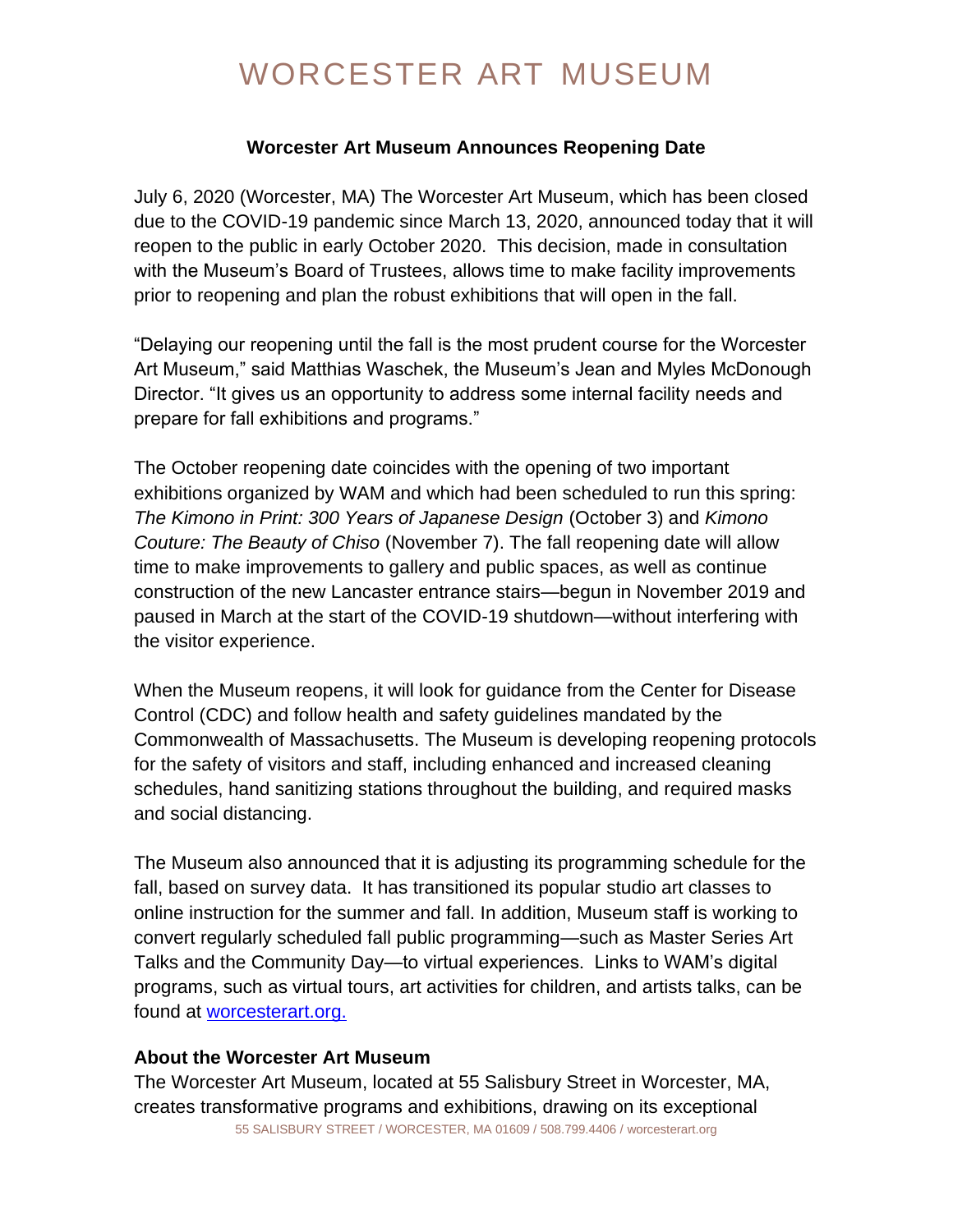# WORCESTER ART MUSEUM

**Worcester Art Museum Announces Reopening Date**

July 6, 2020 (Worcester, MA) The Worcester Art Museum, which has been closed due to the COVID-19 pandemic since March 13, 2020, announced today that it will reopen to the public in early October 2020. This decision, made in consultation with the Museum's Board of Trustees, allows time to make facility improvements prior to reopening and plan the robust exhibitions that will open in the fall.

"Delaying our reopening until the fall is the most prudent course for the Worcester Art Museum," said Matthias Waschek, the Museum's Jean and Myles McDonough Director. "It gives us an opportunity to address some internal facility needs and prepare for fall exhibitions and programs."

The October reopening date coincides with the opening of two important exhibitions organized by WAM and which had been scheduled to run this spring: *The Kimono in Print: 300 Years of Japanese Design* (October 3) and *Kimono Couture: The Beauty of Chiso* (November 7). The fall reopening date will allow time to make improvements to gallery and public spaces, as well as continue construction of the new Lancaster entrance stairs—begun in November 2019 and paused in March at the start of the COVID-19 shutdown—without interfering with the visitor experience.

When the Museum reopens, it will look for guidance from the Center for Disease Control (CDC) and follow health and safety guidelines mandated by the Commonwealth of Massachusetts. The Museum is developing reopening protocols for the safety of visitors and staff, including enhanced and increased cleaning schedules, hand sanitizing stations throughout the building, and required masks and social distancing.

The Museum also announced that it is adjusting its programming schedule for the fall, based on survey data. It has transitioned its popular studio art classes to online instruction for the summer and fall. In addition, Museum staff is working to convert regularly scheduled fall public programming—such as Master Series Art Talks and the Community Day—to virtual experiences. Links to WAM's digital programs, such as virtual tours, art activities for children, and artists talks, can be found at [worcesterart.org.](worcesterart.org)

**About the Worcester Art Museum**

The Worcester Art Museum, located at 55 Salisbury Street in Worcester, MA, creates transformative programs and exhibitions, drawing on its exceptional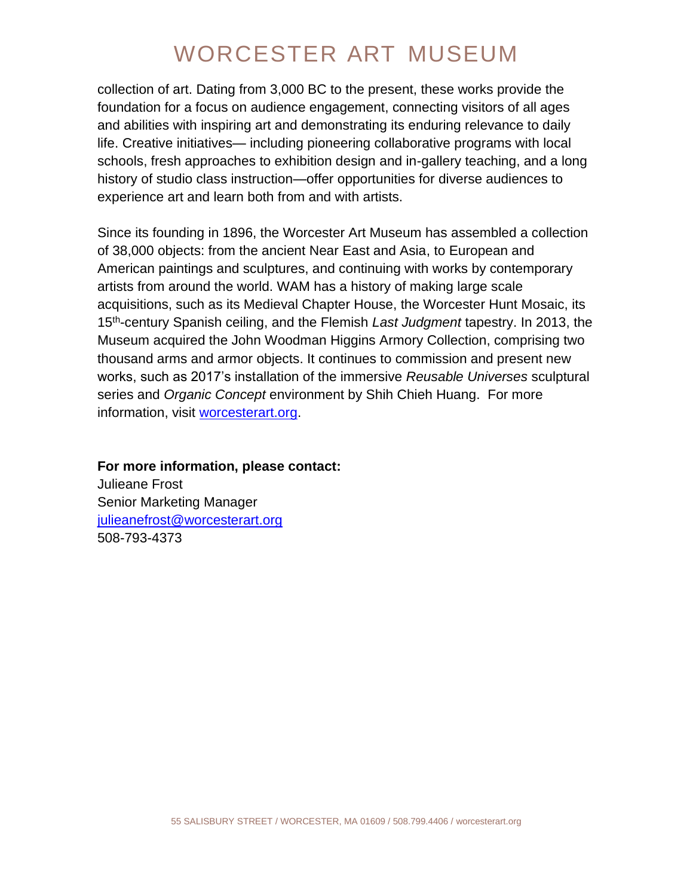collection of art. Dating from 3,000 BC to the present, these works provide the foundation for a focus on audience engagement, connecting visitors of all ages and abilities with inspiring art and demonstrating its enduring relevance to daily life. Creative initiatives— including pioneering collaborative programs with local schools, fresh approaches to exhibition design and in-gallery teaching, and a long history of studio class instruction—offer opportunities for diverse audiences to experience art and learn both from and with artists.

Since its founding in 1896, the Worcester Art Museum has assembled a collection of 38,000 objects: from the ancient Near East and Asia, to European and American paintings and sculptures, and continuing with works by contemporary artists from around the world. WAM has a history of making large scale acquisitions, such as its Medieval Chapter House, the Worcester Hunt Mosaic, its 15th-century Spanish ceiling, and the Flemish *Last Judgment* tapestry. In 2013, the Museum acquired the John Woodman Higgins Armory Collection, comprising two thousand arms and armor objects. It continues to commission and present new works, such as 2017's installation of the immersive *Reusable Universes* sculptural series and *Organic Concept* environment by Shih Chieh Huang. For more information, visit [worcesterart.org](worcesterart.org).

**For more information, please contact:**
Julieane Frost
Senior Marketing Manager
[julieanefrost@worcesterart.org](mailto:julieanefrost@worcesterart.org)
508-793-4373